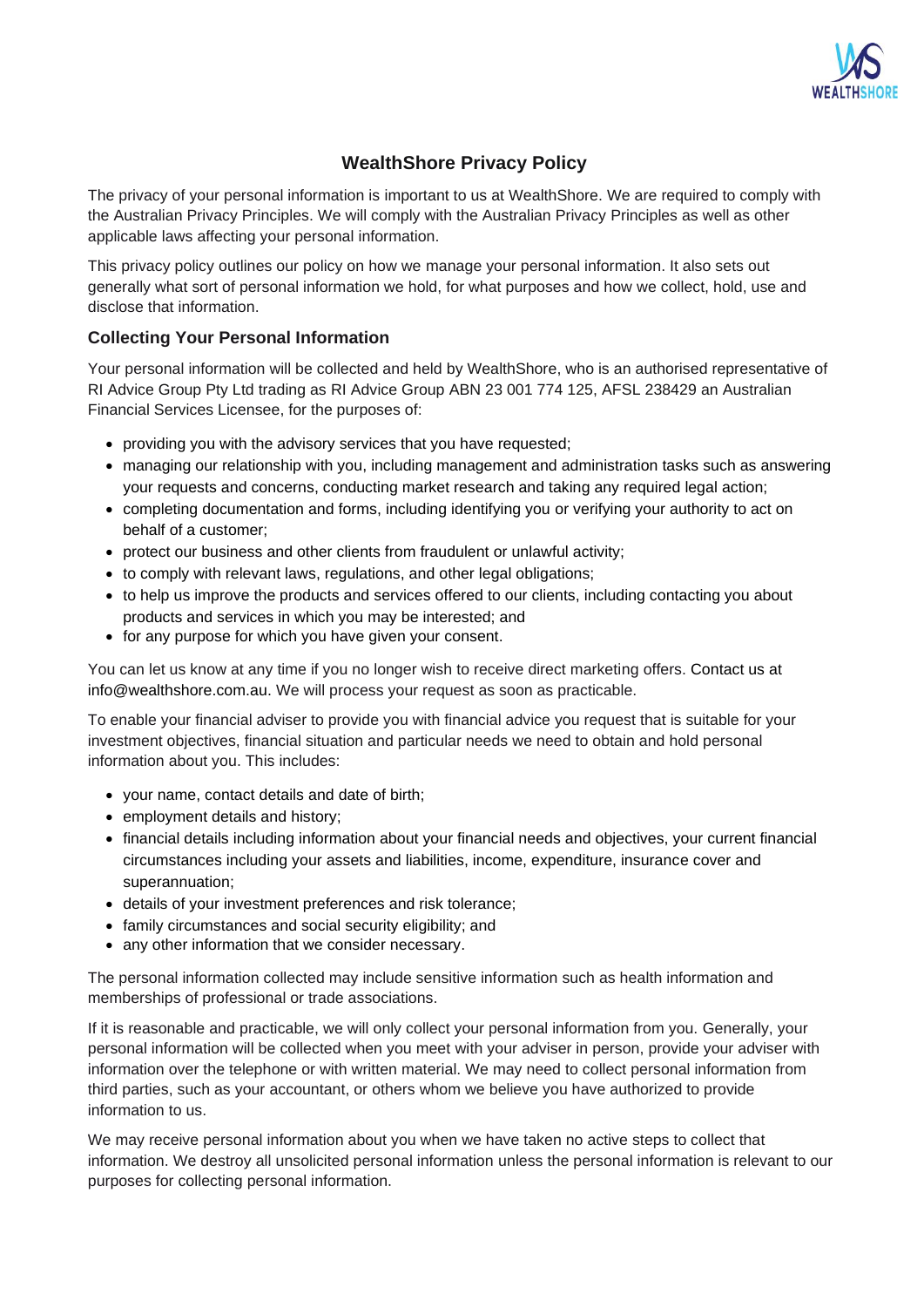# WealthShore Privacy Policy

The privacy of your personal information is important to us at WealthShore. We are required to comply with the Australian Privacy Principles. We will comply with the Australian Privacy Principles as well as other applicable laws affecting your personal information.

This privacy policy outlines our policy on how we manage your personal information. It also sets out generally what sort of personal information we hold, for what purposes and how we collect, hold, use and disclose that information.

## Collecting Your Personal Information

Your personal information will be collected and held by WealthShore, who is an authorised representative of RI Advice Group Pty Ltd trading as RI Advice Group ABN 23 001 774 125, AFSL 238429 an Australian Financial Services Licensee, for the purposes of:

- providing you with the advisory services that you have requested;
- managing our relationship with you, including management and administration tasks such as answering your requests and concerns, conducting market research and taking any required legal action;
- completing documentation and forms, including identifying you or verifying your authority to act on behalf of a customer;
- protect our business and other clients from fraudulent or unlawful activity;
- to comply with relevant laws, regulations, and other legal obligations;
- to help us improve the products and services offered to our clients, including contacting you about products and services in which you may be interested; and
- for any purpose for which you have given your consent.

You can let us know at any time if you no longer wish to receive direct marketing offers. Contact us at info@wealthshore.com.au. We will process your request as soon as practicable.

To enable your financial adviser to provide you with financial advice you request that is suitable for your investment objectives, financial situation and particular needs we need to obtain and hold personal information about you. This includes:

- your name, contact details and date of birth;
- employment details and history;
- financial details including information about your financial needs and objectives, your current financial circumstances including your assets and liabilities, income, expenditure, insurance cover and superannuation;
- details of your investment preferences and risk tolerance;
- family circumstances and social security eligibility; and
- any other information that we consider necessary.

The personal information collected may include sensitive information such as health information and memberships of professional or trade associations.

If it is reasonable and practicable, we will only collect your personal information from you. Generally, your personal information will be collected when you meet with your adviser in person, provide your adviser with information over the telephone or with written material. We may need to collect personal information from third parties, such as your accountant, or others whom we believe you have authorized to provide information to us.

We may receive personal information about you when we have taken no active steps to collect that information. We destroy all unsolicited personal information unless the personal information is relevant to our purposes for collecting personal information.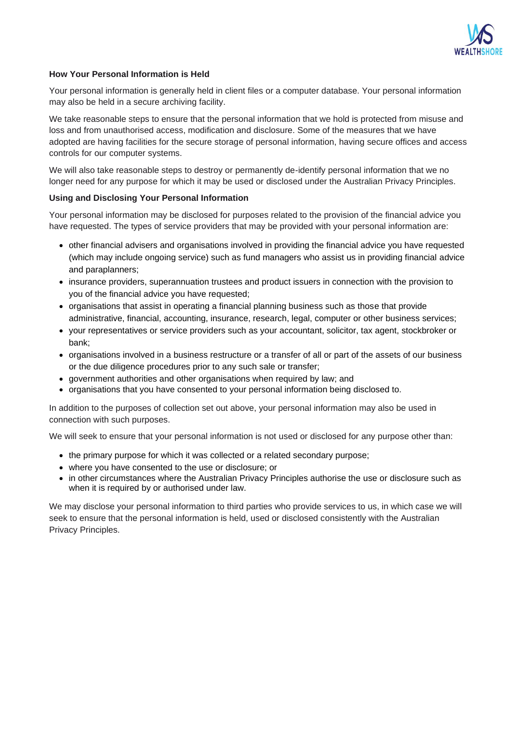**How Your Personal Information is Held**

Your personal information is generally held in client files or a computer database. Your personal information may also be held in a secure archiving facility.

We take reasonable steps to ensure that the personal information that we hold is protected from misuse and loss and from unauthorised access, modification and disclosure. Some of the measures that we have adopted are having facilities for the secure storage of personal information, having secure offices and access controls for our computer systems.

We will also take reasonable steps to destroy or permanently de-identify personal information that we no longer need for any purpose for which it may be used or disclosed under the Australian Privacy Principles.

**Using and Disclosing Your Personal Information**

Your personal information may be disclosed for purposes related to the provision of the financial advice you have requested. The types of service providers that may be provided with your personal information are:

- other financial advisers and organisations involved in providing the financial advice you have requested (which may include ongoing service) such as fund managers who assist us in providing financial advice and paraplanners;
- insurance providers, superannuation trustees and product issuers in connection with the provision to you of the financial advice you have requested;
- organisations that assist in operating a financial planning business such as those that provide administrative, financial, accounting, insurance, research, legal, computer or other business services;
- your representatives or service providers such as your accountant, solicitor, tax agent, stockbroker or bank;
- organisations involved in a business restructure or a transfer of all or part of the assets of our business or the due diligence procedures prior to any such sale or transfer;
- government authorities and other organisations when required by law; and
- organisations that you have consented to your personal information being disclosed to.

In addition to the purposes of collection set out above, your personal information may also be used in connection with such purposes.

We will seek to ensure that your personal information is not used or disclosed for any purpose other than:

- the primary purpose for which it was collected or a related secondary purpose;
- where you have consented to the use or disclosure; or
- in other circumstances where the Australian Privacy Principles authorise the use or disclosure such as when it is required by or authorised under law.

We may disclose your personal information to third parties who provide services to us, in which case we will seek to ensure that the personal information is held, used or disclosed consistently with the Australian Privacy Principles.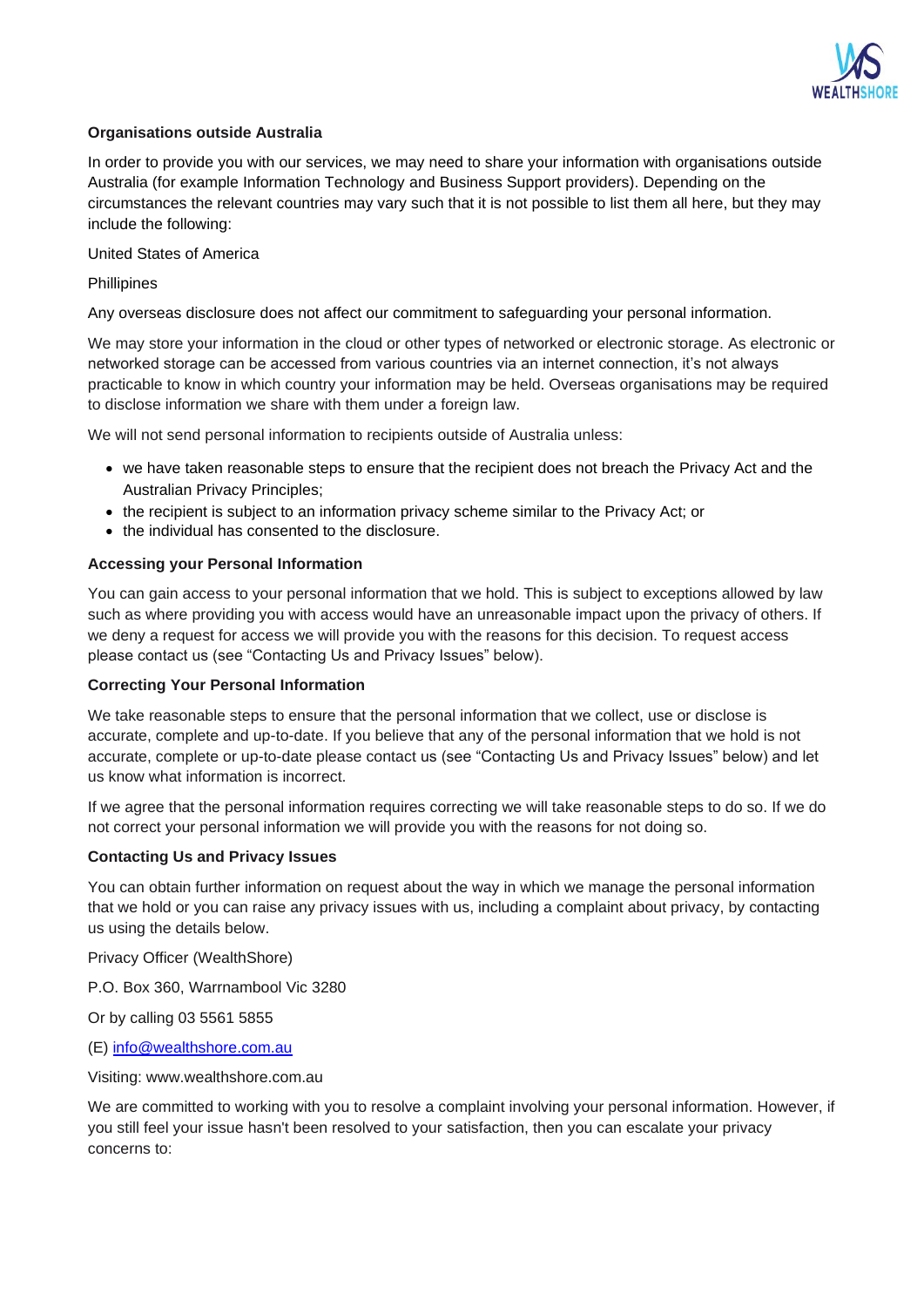**Organisations outside Australia**

In order to provide you with our services, we may need to share your information with organisations outside Australia (for example Information Technology and Business Support providers). Depending on the circumstances the relevant countries may vary such that it is not possible to list them all here, but they may include the following:

United States of America

Phillipines

Any overseas disclosure does not affect our commitment to safeguarding your personal information.

We may store your information in the cloud or other types of networked or electronic storage. As electronic or networked storage can be accessed from various countries via an internet connection, it's not always practicable to know in which country your information may be held. Overseas organisations may be required to disclose information we share with them under a foreign law.

We will not send personal information to recipients outside of Australia unless:

- we have taken reasonable steps to ensure that the recipient does not breach the Privacy Act and the Australian Privacy Principles;
- the recipient is subject to an information privacy scheme similar to the Privacy Act; or
- the individual has consented to the disclosure.

**Accessing your Personal Information**

You can gain access to your personal information that we hold. This is subject to exceptions allowed by law such as where providing you with access would have an unreasonable impact upon the privacy of others. If we deny a request for access we will provide you with the reasons for this decision. To request access please contact us (see "Contacting Us and Privacy Issues" below).

**Correcting Your Personal Information**

We take reasonable steps to ensure that the personal information that we collect, use or disclose is accurate, complete and up-to-date. If you believe that any of the personal information that we hold is not accurate, complete or up-to-date please contact us (see "Contacting Us and Privacy Issues" below) and let us know what information is incorrect.

If we agree that the personal information requires correcting we will take reasonable steps to do so. If we do not correct your personal information we will provide you with the reasons for not doing so.

**Contacting Us and Privacy Issues**

You can obtain further information on request about the way in which we manage the personal information that we hold or you can raise any privacy issues with us, including a complaint about privacy, by contacting us using the details below.

Privacy Officer (WealthShore)

P.O. Box 360, Warrnambool Vic 3280

Or by calling 03 5561 5855

(E) info@wealthshore.com.au

Visiting: www.wealthshore.com.au

We are committed to working with you to resolve a complaint involving your personal information. However, if you still feel your issue hasn't been resolved to your satisfaction, then you can escalate your privacy concerns to: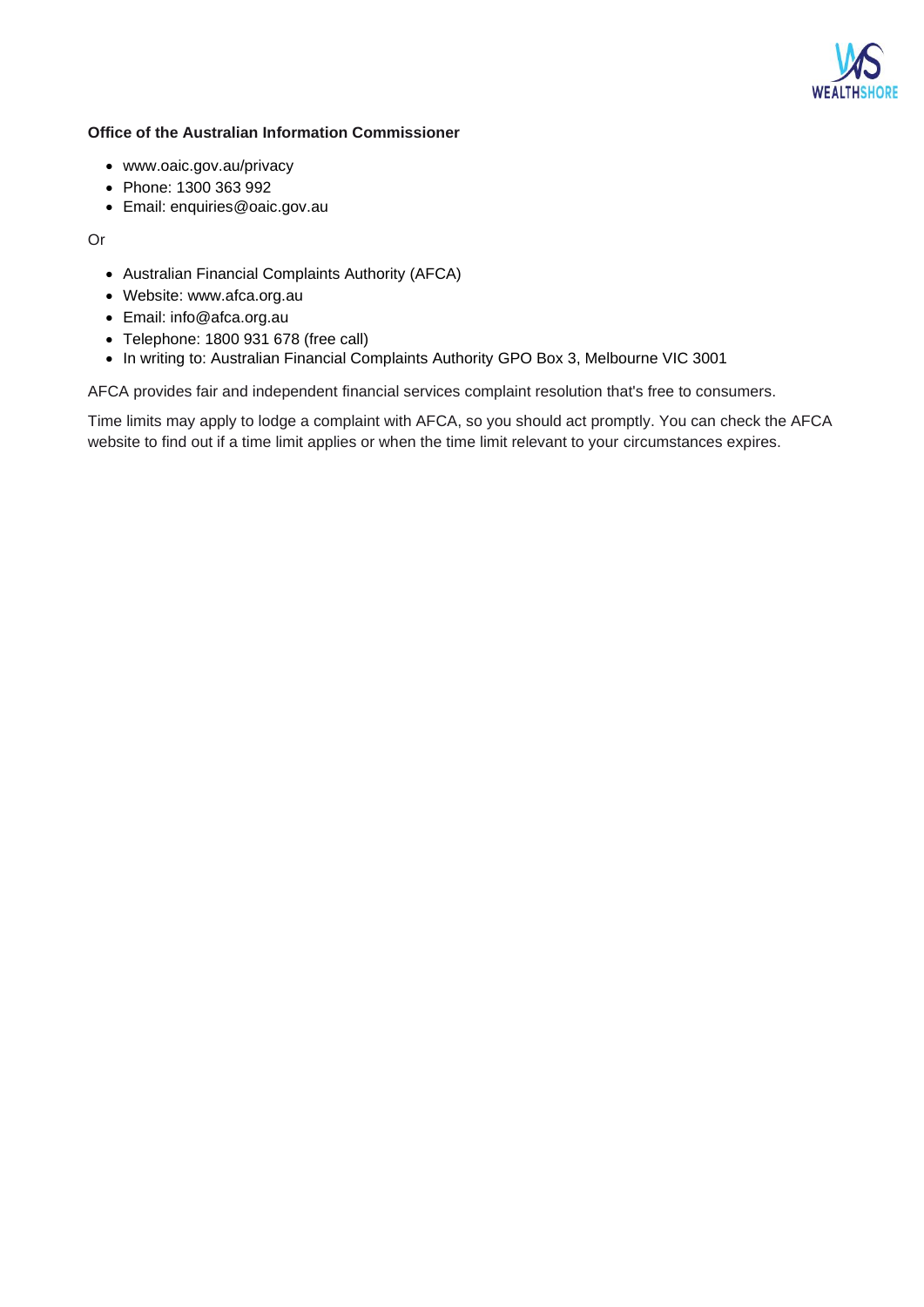**Office of the Australian Information Commissioner**

- www.oaic.gov.au/privacy
- Phone: 1300 363 992
- Email: enquiries@oaic.gov.au

Or

- Australian Financial Complaints Authority (AFCA)
- Website: www.afca.org.au
- Email: info@afca.org.au
- Telephone: 1800 931 678 (free call)
- In writing to: Australian Financial Complaints Authority GPO Box 3, Melbourne VIC 3001

AFCA provides fair and independent financial services complaint resolution that's free to consumers.

Time limits may apply to lodge a complaint with AFCA, so you should act promptly. You can check the AFCA website to find out if a time limit applies or when the time limit relevant to your circumstances expires.